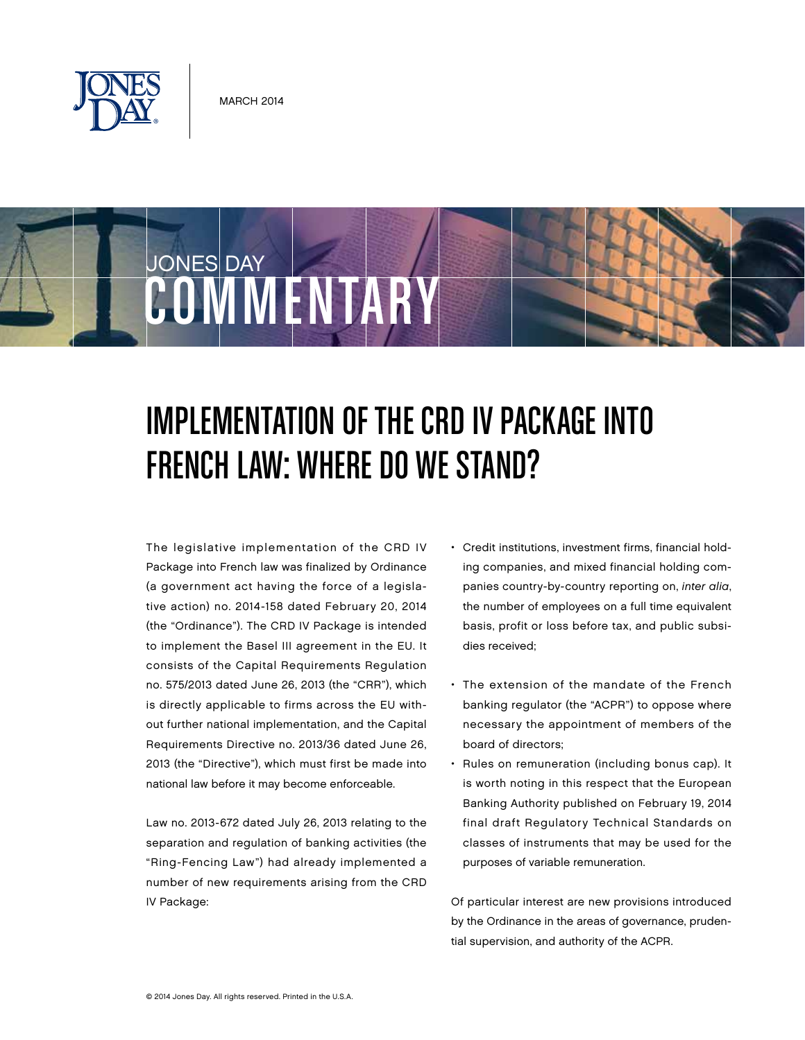MARCH 2014

JONES DAY COMMENTARY

# IMPLEMENTATION OF THE CRD IV PACKAGE INTO FRENCH LAW: WHERE DO WE STAND?

The legislative implementation of the CRD IV Package into French law was finalized by Ordinance (a government act having the force of a legislative action) no. 2014-158 dated February 20, 2014 (the "Ordinance"). The CRD IV Package is intended to implement the Basel III agreement in the EU. It consists of the Capital Requirements Regulation no. 575/2013 dated June 26, 2013 (the "CRR"), which is directly applicable to firms across the EU without further national implementation, and the Capital Requirements Directive no. 2013/36 dated June 26, 2013 (the "Directive"), which must first be made into national law before it may become enforceable.

Law no. 2013-672 dated July 26, 2013 relating to the separation and regulation of banking activities (the "Ring-Fencing Law") had already implemented a number of new requirements arising from the CRD IV Package:

- Credit institutions, investment firms, financial holding companies, and mixed financial holding companies country-by-country reporting on, *inter alia*, the number of employees on a full time equivalent basis, profit or loss before tax, and public subsidies received;
- The extension of the mandate of the French banking regulator (the "ACPR") to oppose where necessary the appointment of members of the board of directors;
- Rules on remuneration (including bonus cap). It is worth noting in this respect that the European Banking Authority published on February 19, 2014 final draft Regulatory Technical Standards on classes of instruments that may be used for the purposes of variable remuneration.

Of particular interest are new provisions introduced by the Ordinance in the areas of governance, prudential supervision, and authority of the ACPR.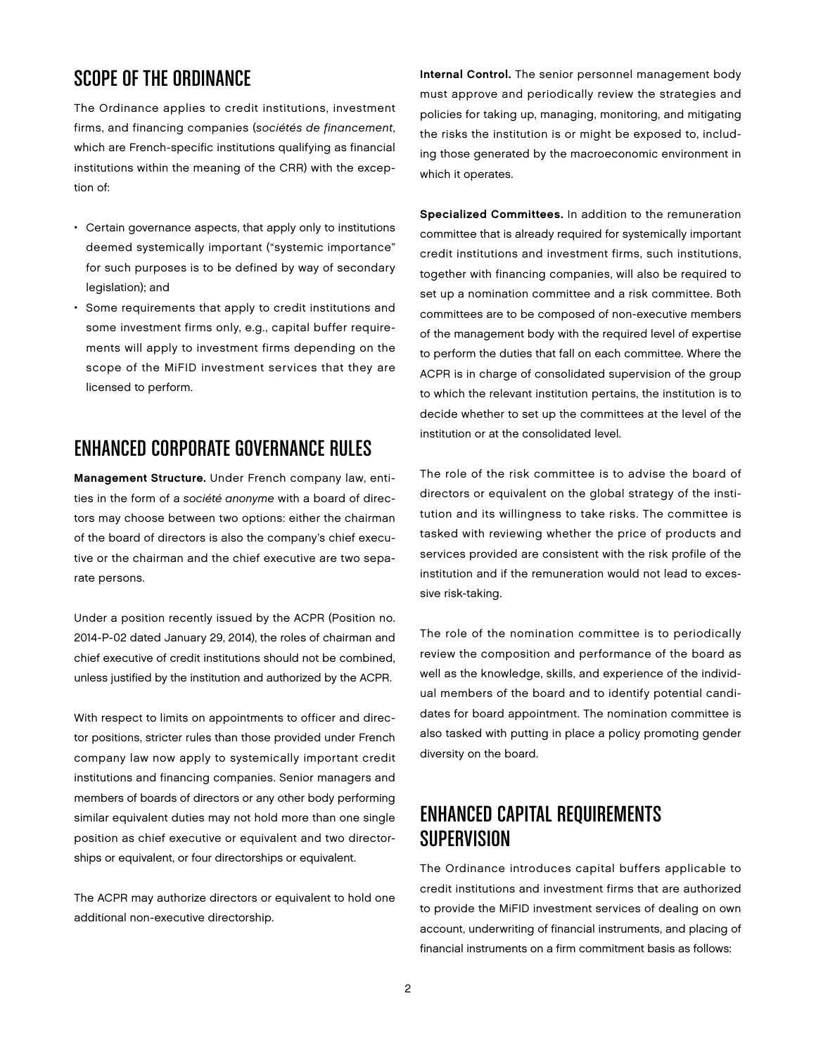## SCOPE OF THE ORDINANCE

The Ordinance applies to credit institutions, investment firms, and financing companies (*sociétés de financement*, which are French-specific institutions qualifying as financial institutions within the meaning of the CRR) with the exception of:

- Certain governance aspects, that apply only to institutions deemed systemically important ("systemic importance" for such purposes is to be defined by way of secondary legislation); and
- Some requirements that apply to credit institutions and some investment firms only, e.g., capital buffer requirements will apply to investment firms depending on the scope of the MiFID investment services that they are licensed to perform.

## ENHANCED CORPORATE GOVERNANCE RULES

**Management Structure.** Under French company law, entities in the form of a *société anonyme* with a board of directors may choose between two options: either the chairman of the board of directors is also the company's chief executive or the chairman and the chief executive are two separate persons.

Under a position recently issued by the ACPR (Position no. 2014-P-02 dated January 29, 2014), the roles of chairman and chief executive of credit institutions should not be combined, unless justified by the institution and authorized by the ACPR.

With respect to limits on appointments to officer and director positions, stricter rules than those provided under French company law now apply to systemically important credit institutions and financing companies. Senior managers and members of boards of directors or any other body performing similar equivalent duties may not hold more than one single position as chief executive or equivalent and two directorships or equivalent, or four directorships or equivalent.

The ACPR may authorize directors or equivalent to hold one additional non-executive directorship.

**Internal Control.** The senior personnel management body must approve and periodically review the strategies and policies for taking up, managing, monitoring, and mitigating the risks the institution is or might be exposed to, including those generated by the macroeconomic environment in which it operates.

**Specialized Committees.** In addition to the remuneration committee that is already required for systemically important credit institutions and investment firms, such institutions, together with financing companies, will also be required to set up a nomination committee and a risk committee. Both committees are to be composed of non-executive members of the management body with the required level of expertise to perform the duties that fall on each committee. Where the ACPR is in charge of consolidated supervision of the group to which the relevant institution pertains, the institution is to decide whether to set up the committees at the level of the institution or at the consolidated level.

The role of the risk committee is to advise the board of directors or equivalent on the global strategy of the institution and its willingness to take risks. The committee is tasked with reviewing whether the price of products and services provided are consistent with the risk profile of the institution and if the remuneration would not lead to excessive risk-taking.

The role of the nomination committee is to periodically review the composition and performance of the board as well as the knowledge, skills, and experience of the individual members of the board and to identify potential candidates for board appointment. The nomination committee is also tasked with putting in place a policy promoting gender diversity on the board.

## ENHANCED CAPITAL REQUIREMENTS SUPERVISION

The Ordinance introduces capital buffers applicable to credit institutions and investment firms that are authorized to provide the MiFID investment services of dealing on own account, underwriting of financial instruments, and placing of financial instruments on a firm commitment basis as follows: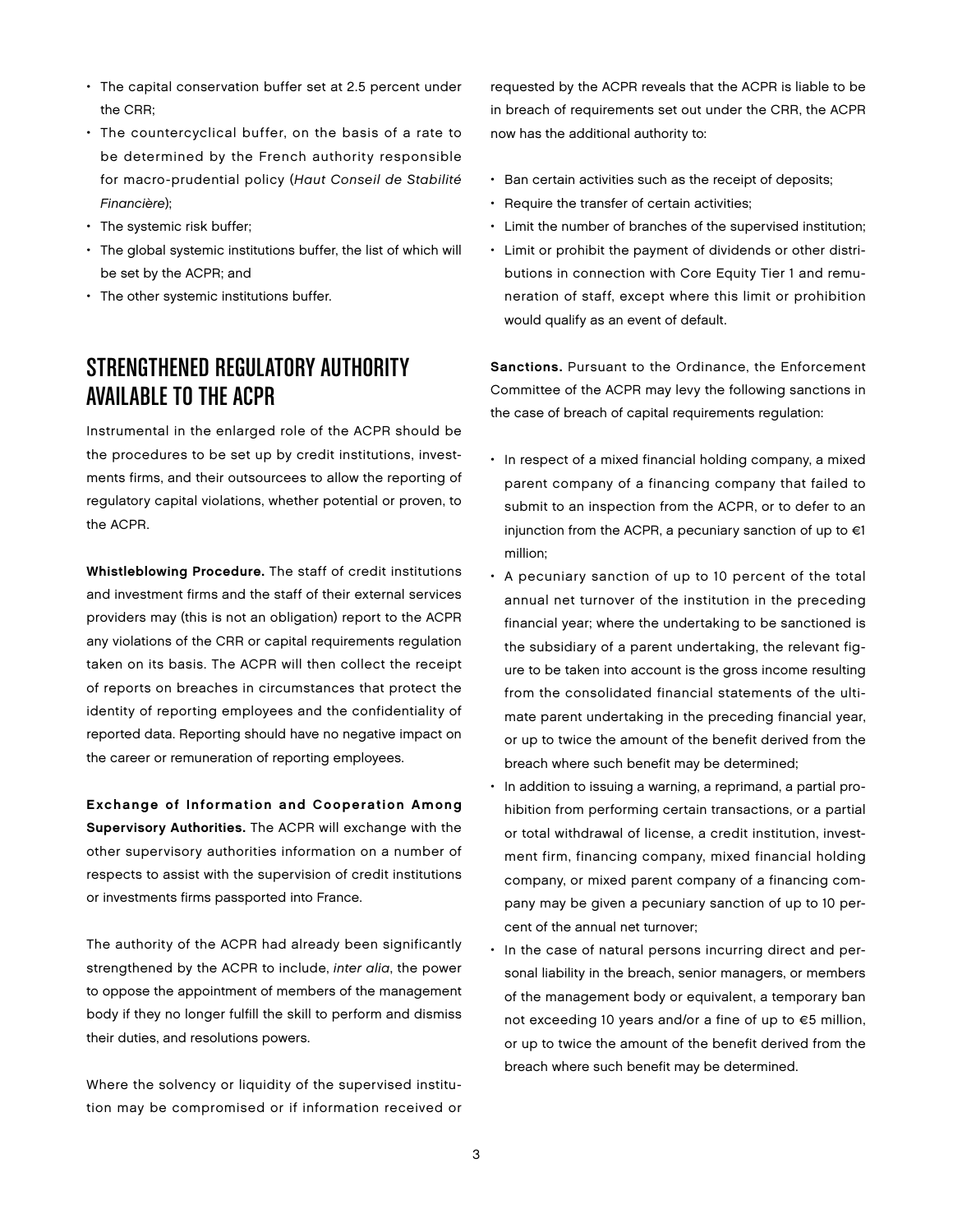- The capital conservation buffer set at 2.5 percent under the CRR;
- The countercyclical buffer, on the basis of a rate to be determined by the French authority responsible for macro-prudential policy (*Haut Conseil de Stabilité Financière*);
- The systemic risk buffer;
- The global systemic institutions buffer, the list of which will be set by the ACPR; and
- The other systemic institutions buffer.

## STRENGTHENED REGULATORY AUTHORITY AVAILABLE TO THE ACPR

Instrumental in the enlarged role of the ACPR should be the procedures to be set up by credit institutions, investments firms, and their outsourcees to allow the reporting of regulatory capital violations, whether potential or proven, to the ACPR.

**Whistleblowing Procedure.** The staff of credit institutions and investment firms and the staff of their external services providers may (this is not an obligation) report to the ACPR any violations of the CRR or capital requirements regulation taken on its basis. The ACPR will then collect the receipt of reports on breaches in circumstances that protect the identity of reporting employees and the confidentiality of reported data. Reporting should have no negative impact on the career or remuneration of reporting employees.

**Exchange of Information and Cooperation Among Supervisory Authorities.** The ACPR will exchange with the other supervisory authorities information on a number of respects to assist with the supervision of credit institutions or investments firms passported into France.

The authority of the ACPR had already been significantly strengthened by the ACPR to include, *inter alia*, the power to oppose the appointment of members of the management body if they no longer fulfill the skill to perform and dismiss their duties, and resolutions powers.

Where the solvency or liquidity of the supervised institution may be compromised or if information received or requested by the ACPR reveals that the ACPR is liable to be in breach of requirements set out under the CRR, the ACPR now has the additional authority to:

- Ban certain activities such as the receipt of deposits;
- Require the transfer of certain activities;
- Limit the number of branches of the supervised institution;
- Limit or prohibit the payment of dividends or other distributions in connection with Core Equity Tier 1 and remuneration of staff, except where this limit or prohibition would qualify as an event of default.

**Sanctions.** Pursuant to the Ordinance, the Enforcement Committee of the ACPR may levy the following sanctions in the case of breach of capital requirements regulation:

- In respect of a mixed financial holding company, a mixed parent company of a financing company that failed to submit to an inspection from the ACPR, or to defer to an injunction from the ACPR, a pecuniary sanction of up to €1 million;
- A pecuniary sanction of up to 10 percent of the total annual net turnover of the institution in the preceding financial year; where the undertaking to be sanctioned is the subsidiary of a parent undertaking, the relevant figure to be taken into account is the gross income resulting from the consolidated financial statements of the ultimate parent undertaking in the preceding financial year, or up to twice the amount of the benefit derived from the breach where such benefit may be determined;
- In addition to issuing a warning, a reprimand, a partial prohibition from performing certain transactions, or a partial or total withdrawal of license, a credit institution, investment firm, financing company, mixed financial holding company, or mixed parent company of a financing company may be given a pecuniary sanction of up to 10 percent of the annual net turnover;
- In the case of natural persons incurring direct and personal liability in the breach, senior managers, or members of the management body or equivalent, a temporary ban not exceeding 10 years and/or a fine of up to €5 million, or up to twice the amount of the benefit derived from the breach where such benefit may be determined.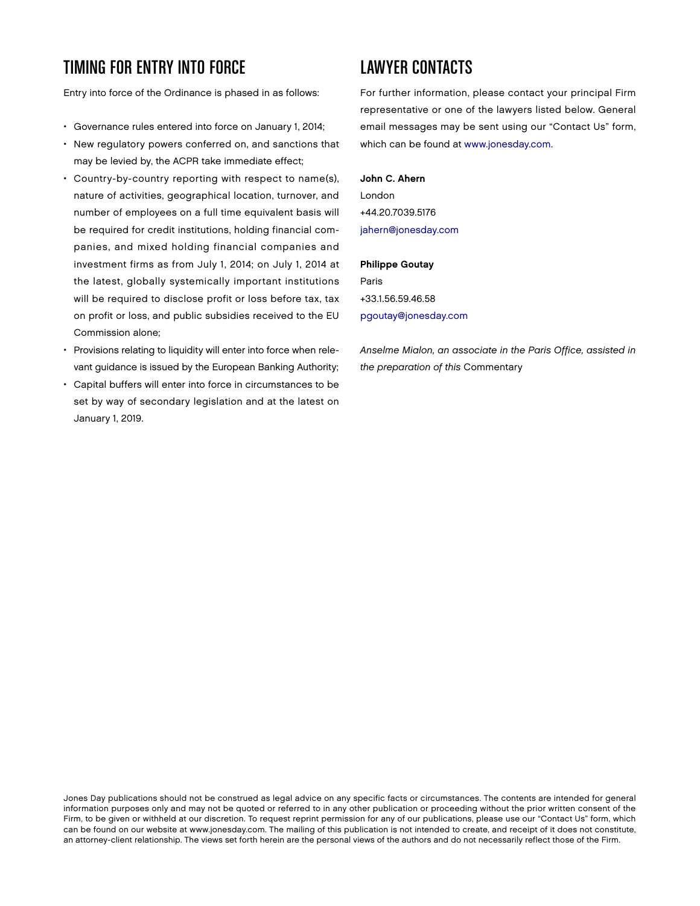## TIMING FOR ENTRY INTO FORCE

Entry into force of the Ordinance is phased in as follows:

- Governance rules entered into force on January 1, 2014;
- New regulatory powers conferred on, and sanctions that may be levied by, the ACPR take immediate effect;
- Country-by-country reporting with respect to name(s), nature of activities, geographical location, turnover, and number of employees on a full time equivalent basis will be required for credit institutions, holding financial companies, and mixed holding financial companies and investment firms as from July 1, 2014; on July 1, 2014 at the latest, globally systemically important institutions will be required to disclose profit or loss before tax, tax on profit or loss, and public subsidies received to the EU Commission alone;
- Provisions relating to liquidity will enter into force when relevant guidance is issued by the European Banking Authority;
- Capital buffers will enter into force in circumstances to be set by way of secondary legislation and at the latest on January 1, 2019.

## LAWYER CONTACTS

For further information, please contact your principal Firm representative or one of the lawyers listed below. General email messages may be sent using our "Contact Us" form, which can be found at www.jonesday.com.

**John C. Ahern**
London
+44.20.7039.5176
jahern@jonesday.com

**Philippe Goutay**
Paris
+33.1.56.59.46.58
pgoutay@jonesday.com

*Anselme Mialon, an associate in the Paris Office, assisted in the preparation of this* Commentary

Jones Day publications should not be construed as legal advice on any specific facts or circumstances. The contents are intended for general information purposes only and may not be quoted or referred to in any other publication or proceeding without the prior written consent of the Firm, to be given or withheld at our discretion. To request reprint permission for any of our publications, please use our "Contact Us" form, which can be found on our website at www.jonesday.com. The mailing of this publication is not intended to create, and receipt of it does not constitute, an attorney-client relationship. The views set forth herein are the personal views of the authors and do not necessarily reflect those of the Firm.